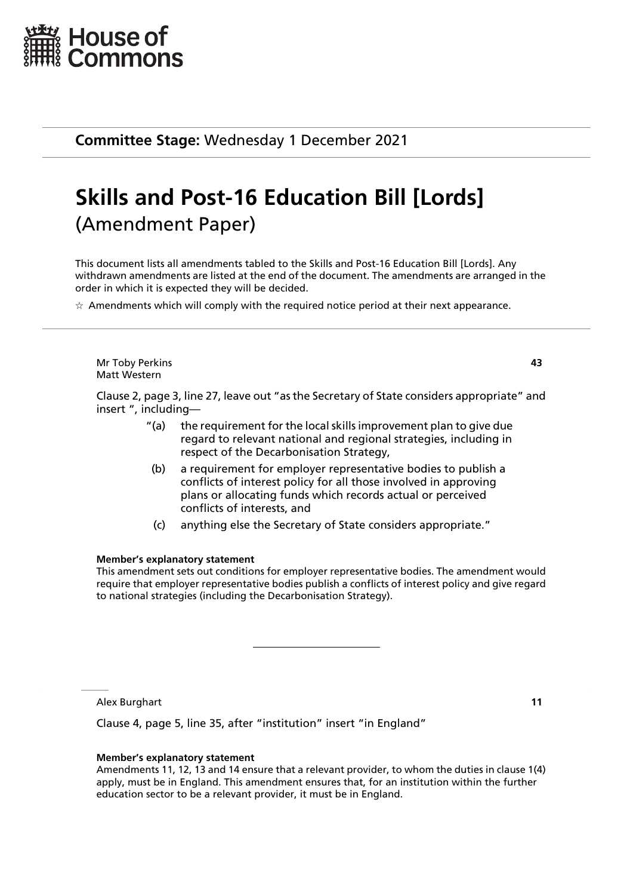House of Commons

**Committee Stage:** Wednesday 1 December 2021

# Skills and Post-16 Education Bill [Lords]
(Amendment Paper)

This document lists all amendments tabled to the Skills and Post-16 Education Bill [Lords]. Any withdrawn amendments are listed at the end of the document. The amendments are arranged in the order in which it is expected they will be decided.

☆ Amendments which will comply with the required notice period at their next appearance.

---

Mr Toby Perkins
Matt Western

**43**

Clause 2, page 3, line 27, leave out "as the Secretary of State considers appropriate" and insert ", including—

"(a) the requirement for the local skills improvement plan to give due regard to relevant national and regional strategies, including in respect of the Decarbonisation Strategy,

(b) a requirement for employer representative bodies to publish a conflicts of interest policy for all those involved in approving plans or allocating funds which records actual or perceived conflicts of interests, and

(c) anything else the Secretary of State considers appropriate."

**Member's explanatory statement**
This amendment sets out conditions for employer representative bodies. The amendment would require that employer representative bodies publish a conflicts of interest policy and give regard to national strategies (including the Decarbonisation Strategy).

---

Alex Burghart

**11**

Clause 4, page 5, line 35, after "institution" insert "in England"

**Member's explanatory statement**
Amendments 11, 12, 13 and 14 ensure that a relevant provider, to whom the duties in clause 1(4) apply, must be in England. This amendment ensures that, for an institution within the further education sector to be a relevant provider, it must be in England.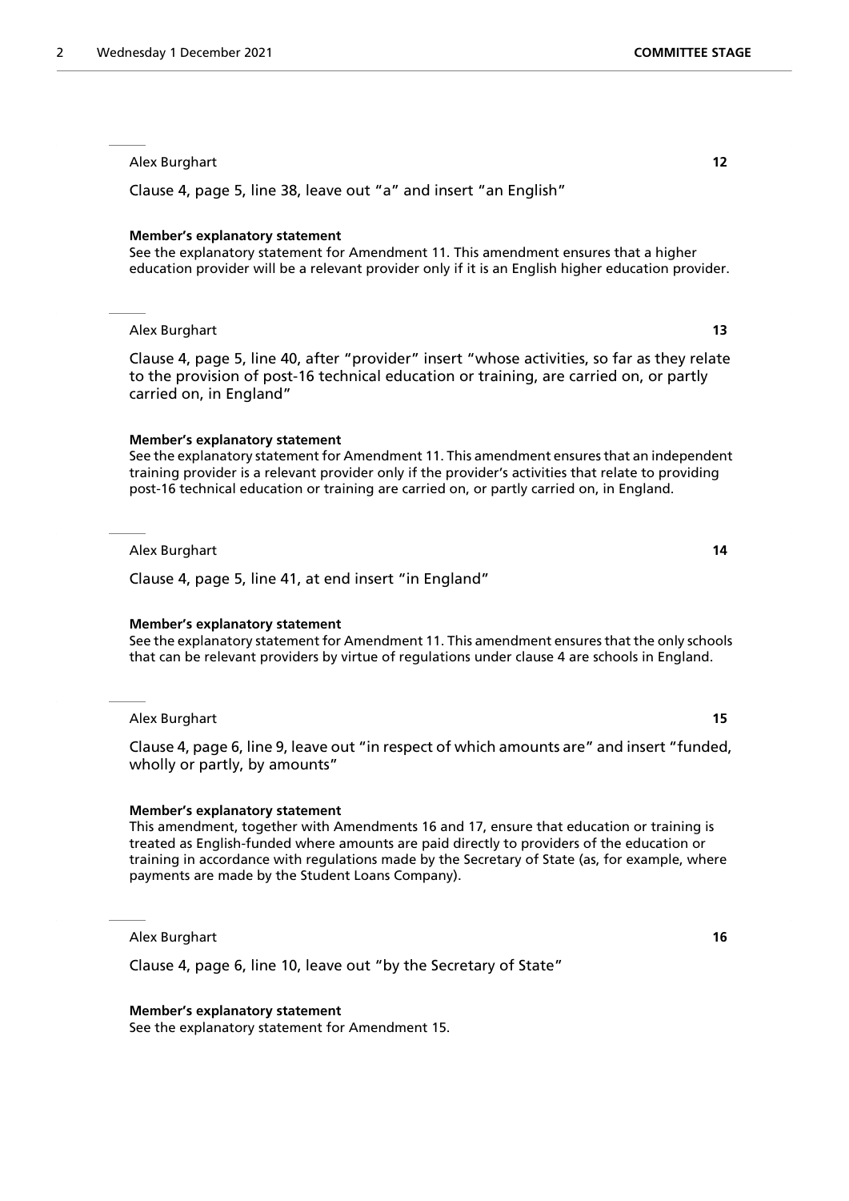Alex Burghart **12**

Clause 4, page 5, line 38, leave out "a" and insert "an English"

**Member's explanatory statement**
See the explanatory statement for Amendment 11. This amendment ensures that a higher education provider will be a relevant provider only if it is an English higher education provider.

---

Alex Burghart **13**

Clause 4, page 5, line 40, after "provider" insert "whose activities, so far as they relate to the provision of post-16 technical education or training, are carried on, or partly carried on, in England"

**Member's explanatory statement**
See the explanatory statement for Amendment 11. This amendment ensures that an independent training provider is a relevant provider only if the provider's activities that relate to providing post-16 technical education or training are carried on, or partly carried on, in England.

---

Alex Burghart **14**

Clause 4, page 5, line 41, at end insert "in England"

**Member's explanatory statement**
See the explanatory statement for Amendment 11. This amendment ensures that the only schools that can be relevant providers by virtue of regulations under clause 4 are schools in England.

---

Alex Burghart **15**

Clause 4, page 6, line 9, leave out "in respect of which amounts are" and insert "funded, wholly or partly, by amounts"

**Member's explanatory statement**
This amendment, together with Amendments 16 and 17, ensure that education or training is treated as English-funded where amounts are paid directly to providers of the education or training in accordance with regulations made by the Secretary of State (as, for example, where payments are made by the Student Loans Company).

---

Alex Burghart **16**

Clause 4, page 6, line 10, leave out "by the Secretary of State"

**Member's explanatory statement**
See the explanatory statement for Amendment 15.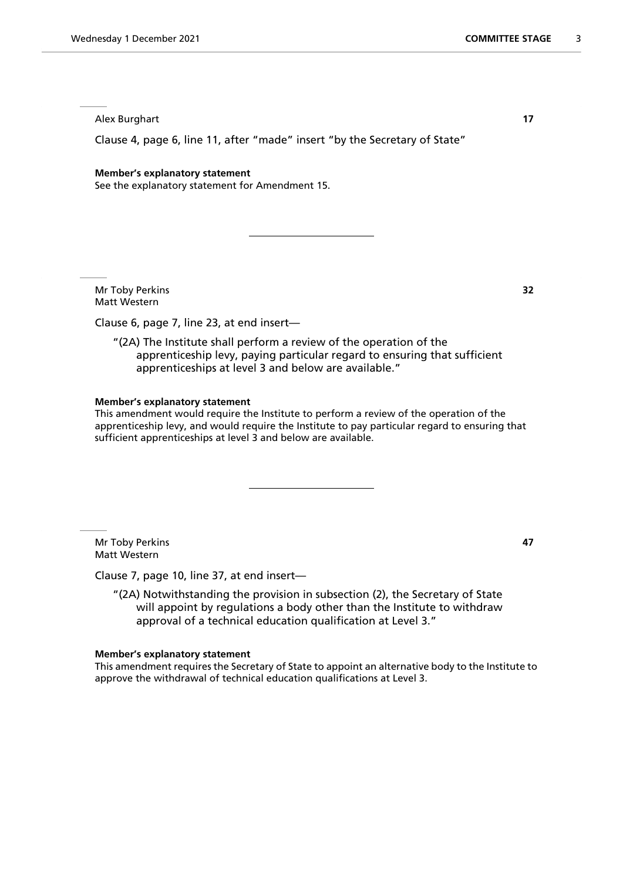Alex Burghart **17**

Clause 4, page 6, line 11, after "made" insert "by the Secretary of State"

**Member's explanatory statement**
See the explanatory statement for Amendment 15.

---

Mr Toby Perkins **32**
Matt Western

Clause 6, page 7, line 23, at end insert—

> "(2A) The Institute shall perform a review of the operation of the apprenticeship levy, paying particular regard to ensuring that sufficient apprenticeships at level 3 and below are available."

**Member's explanatory statement**
This amendment would require the Institute to perform a review of the operation of the apprenticeship levy, and would require the Institute to pay particular regard to ensuring that sufficient apprenticeships at level 3 and below are available.

---

Mr Toby Perkins **47**
Matt Western

Clause 7, page 10, line 37, at end insert—

> "(2A) Notwithstanding the provision in subsection (2), the Secretary of State will appoint by regulations a body other than the Institute to withdraw approval of a technical education qualification at Level 3."

**Member's explanatory statement**
This amendment requires the Secretary of State to appoint an alternative body to the Institute to approve the withdrawal of technical education qualifications at Level 3.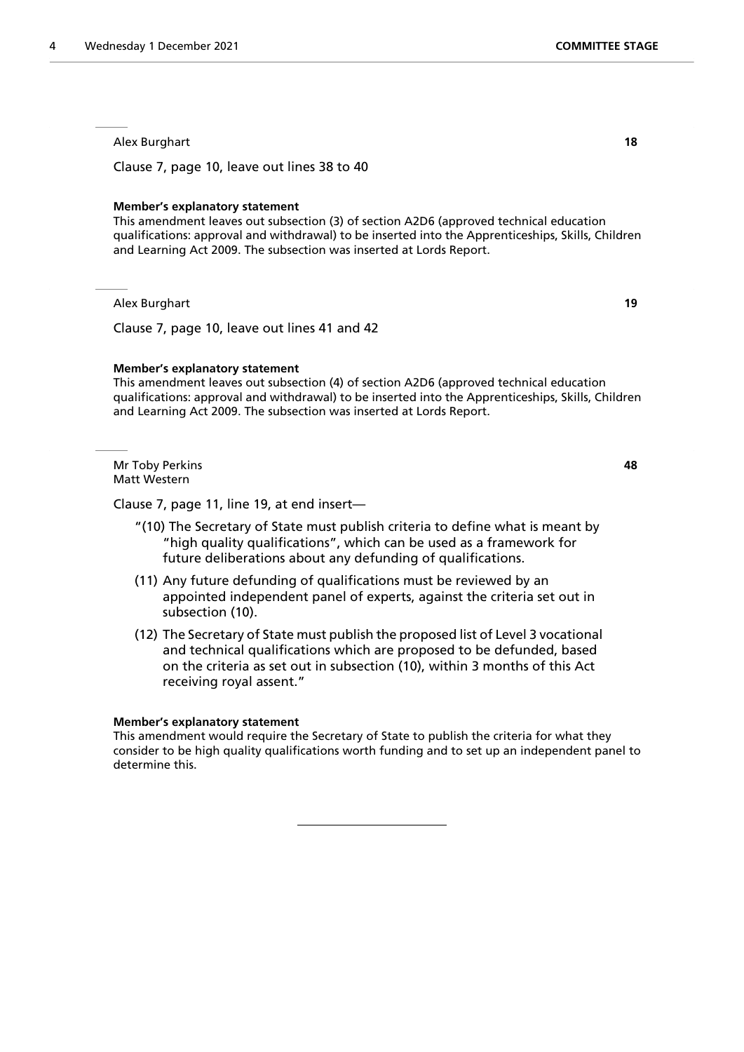Alex Burghart **18**

Clause 7, page 10, leave out lines 38 to 40

**Member's explanatory statement**

This amendment leaves out subsection (3) of section A2D6 (approved technical education qualifications: approval and withdrawal) to be inserted into the Apprenticeships, Skills, Children and Learning Act 2009. The subsection was inserted at Lords Report.

---

Alex Burghart **19**

Clause 7, page 10, leave out lines 41 and 42

**Member's explanatory statement**

This amendment leaves out subsection (4) of section A2D6 (approved technical education qualifications: approval and withdrawal) to be inserted into the Apprenticeships, Skills, Children and Learning Act 2009. The subsection was inserted at Lords Report.

---

Mr Toby Perkins **48**
Matt Western

Clause 7, page 11, line 19, at end insert—

"(10) The Secretary of State must publish criteria to define what is meant by "high quality qualifications", which can be used as a framework for future deliberations about any defunding of qualifications.

(11) Any future defunding of qualifications must be reviewed by an appointed independent panel of experts, against the criteria set out in subsection (10).

(12) The Secretary of State must publish the proposed list of Level 3 vocational and technical qualifications which are proposed to be defunded, based on the criteria as set out in subsection (10), within 3 months of this Act receiving royal assent."

**Member's explanatory statement**

This amendment would require the Secretary of State to publish the criteria for what they consider to be high quality qualifications worth funding and to set up an independent panel to determine this.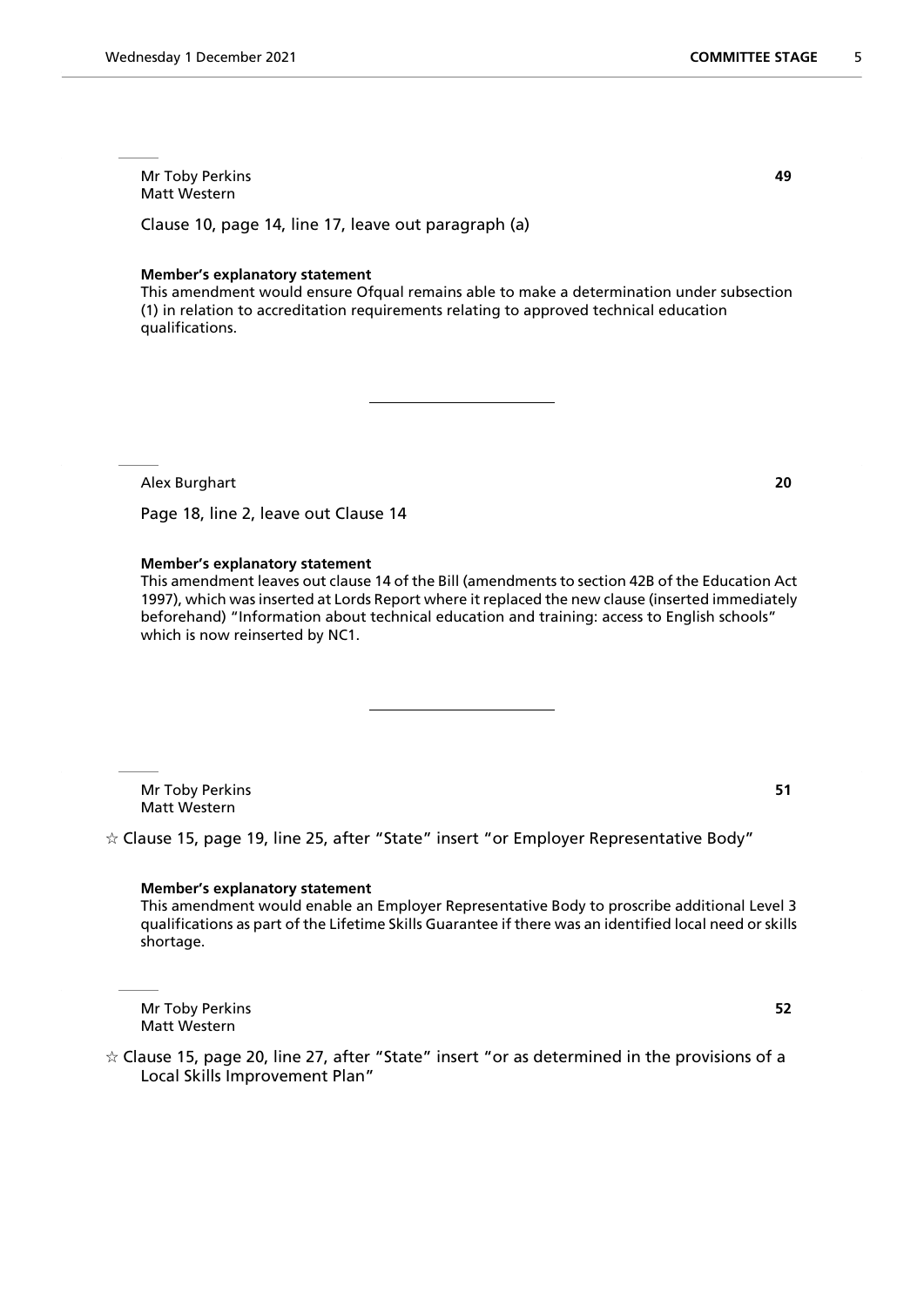Mr Toby Perkins
Matt Western

**49**

Clause 10, page 14, line 17, leave out paragraph (a)

**Member's explanatory statement**
This amendment would ensure Ofqual remains able to make a determination under subsection (1) in relation to accreditation requirements relating to approved technical education qualifications.

---

Alex Burghart

**20**

Page 18, line 2, leave out Clause 14

**Member's explanatory statement**
This amendment leaves out clause 14 of the Bill (amendments to section 42B of the Education Act 1997), which was inserted at Lords Report where it replaced the new clause (inserted immediately beforehand) "Information about technical education and training: access to English schools" which is now reinserted by NC1.

---

Mr Toby Perkins
Matt Western

**51**

☆ Clause 15, page 19, line 25, after "State" insert "or Employer Representative Body"

**Member's explanatory statement**
This amendment would enable an Employer Representative Body to proscribe additional Level 3 qualifications as part of the Lifetime Skills Guarantee if there was an identified local need or skills shortage.

Mr Toby Perkins
Matt Western

**52**

☆ Clause 15, page 20, line 27, after "State" insert "or as determined in the provisions of a Local Skills Improvement Plan"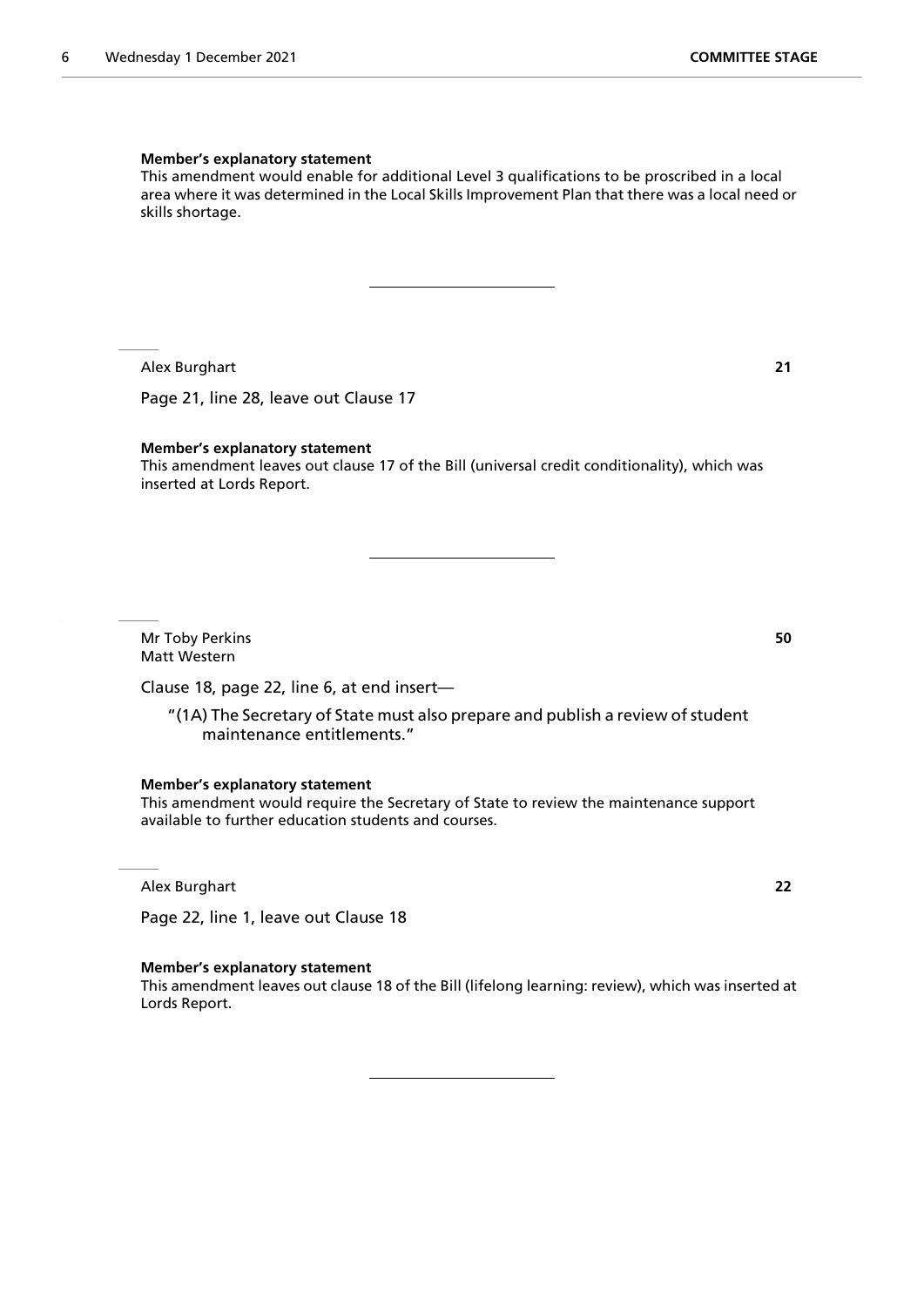**Member's explanatory statement**

This amendment would enable for additional Level 3 qualifications to be proscribed in a local area where it was determined in the Local Skills Improvement Plan that there was a local need or skills shortage.

---

Alex Burghart **21**

Page 21, line 28, leave out Clause 17

**Member's explanatory statement**

This amendment leaves out clause 17 of the Bill (universal credit conditionality), which was inserted at Lords Report.

---

Mr Toby Perkins **50**
Matt Western

Clause 18, page 22, line 6, at end insert—

"(1A) The Secretary of State must also prepare and publish a review of student maintenance entitlements."

**Member's explanatory statement**

This amendment would require the Secretary of State to review the maintenance support available to further education students and courses.

Alex Burghart **22**

Page 22, line 1, leave out Clause 18

**Member's explanatory statement**

This amendment leaves out clause 18 of the Bill (lifelong learning: review), which was inserted at Lords Report.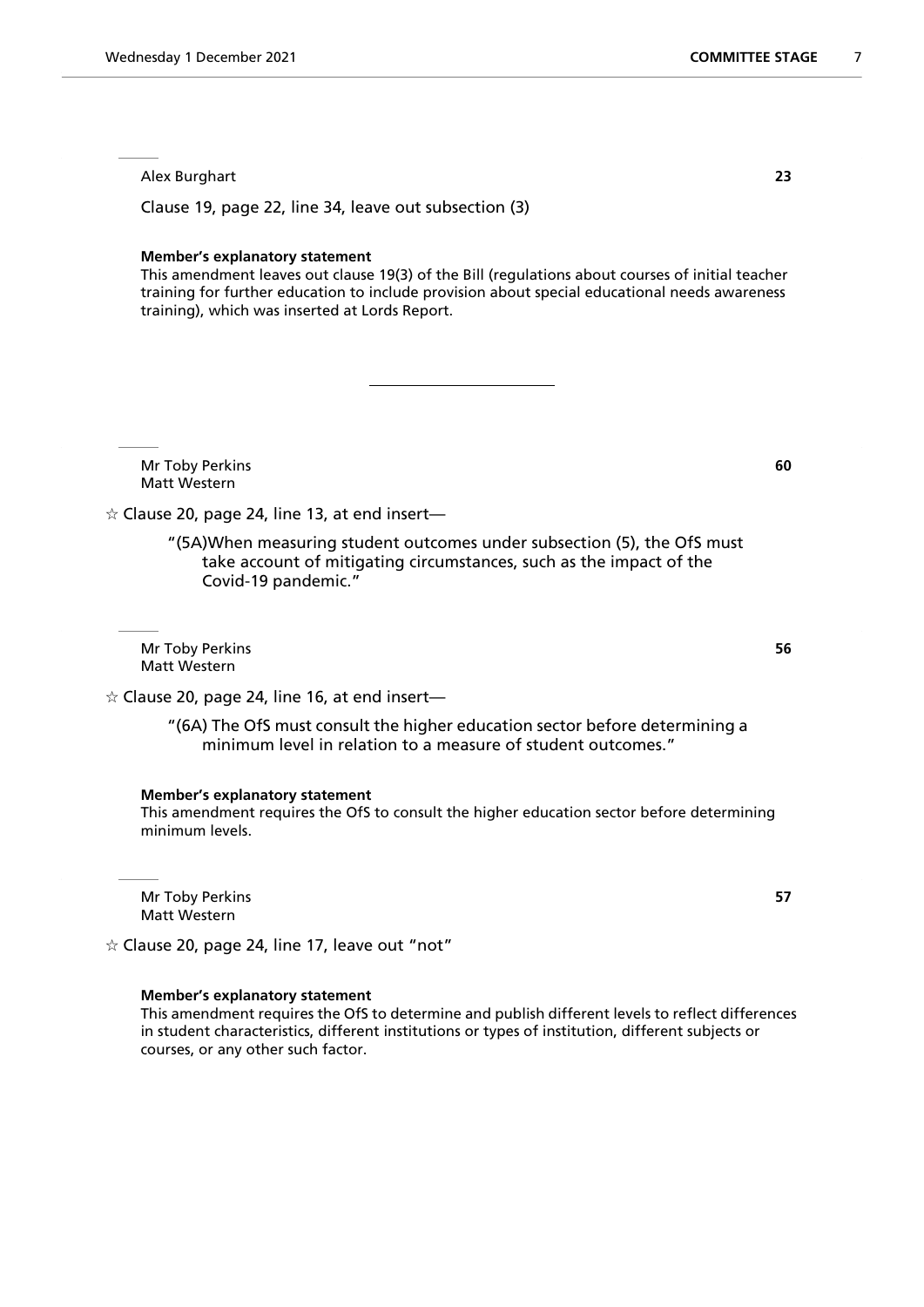Alex Burghart **23**

Clause 19, page 22, line 34, leave out subsection (3)

**Member's explanatory statement**

This amendment leaves out clause 19(3) of the Bill (regulations about courses of initial teacher training for further education to include provision about special educational needs awareness training), which was inserted at Lords Report.

---

Mr Toby Perkins **60**
Matt Western

☆ Clause 20, page 24, line 13, at end insert—

"(5A)When measuring student outcomes under subsection (5), the OfS must take account of mitigating circumstances, such as the impact of the Covid-19 pandemic."

Mr Toby Perkins **56**
Matt Western

☆ Clause 20, page 24, line 16, at end insert—

"(6A) The OfS must consult the higher education sector before determining a minimum level in relation to a measure of student outcomes."

**Member's explanatory statement**

This amendment requires the OfS to consult the higher education sector before determining minimum levels.

Mr Toby Perkins **57**
Matt Western

☆ Clause 20, page 24, line 17, leave out "not"

**Member's explanatory statement**

This amendment requires the OfS to determine and publish different levels to reflect differences in student characteristics, different institutions or types of institution, different subjects or courses, or any other such factor.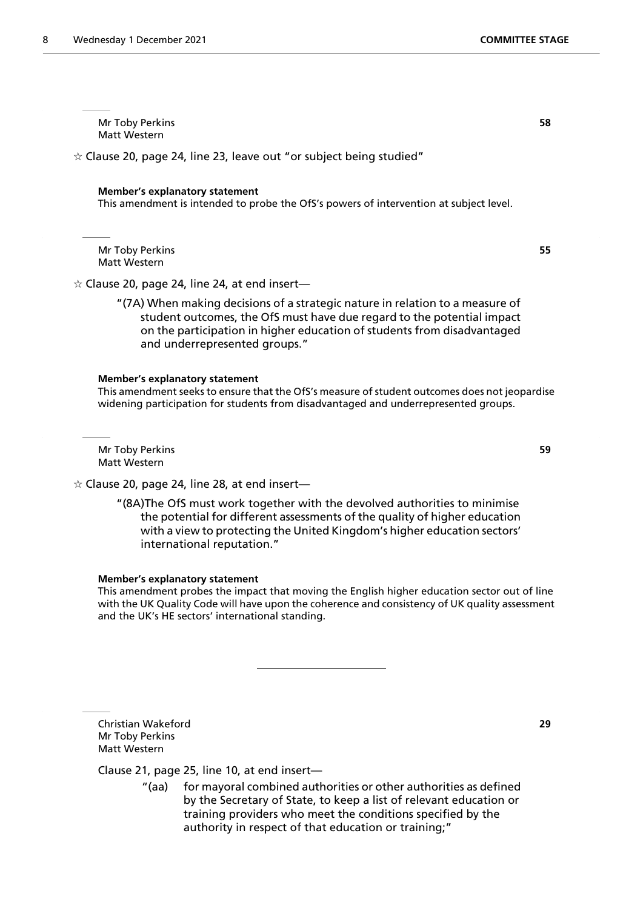Mr Toby Perkins **58**
Matt Western

☆ Clause 20, page 24, line 23, leave out "or subject being studied"

**Member's explanatory statement**
This amendment is intended to probe the OfS's powers of intervention at subject level.

Mr Toby Perkins **55**
Matt Western

☆ Clause 20, page 24, line 24, at end insert—

"(7A) When making decisions of a strategic nature in relation to a measure of student outcomes, the OfS must have due regard to the potential impact on the participation in higher education of students from disadvantaged and underrepresented groups."

**Member's explanatory statement**
This amendment seeks to ensure that the OfS's measure of student outcomes does not jeopardise widening participation for students from disadvantaged and underrepresented groups.

Mr Toby Perkins **59**
Matt Western

☆ Clause 20, page 24, line 28, at end insert—

"(8A)The OfS must work together with the devolved authorities to minimise the potential for different assessments of the quality of higher education with a view to protecting the United Kingdom's higher education sectors' international reputation."

**Member's explanatory statement**
This amendment probes the impact that moving the English higher education sector out of line with the UK Quality Code will have upon the coherence and consistency of UK quality assessment and the UK's HE sectors' international standing.

---

Christian Wakeford **29**
Mr Toby Perkins
Matt Western

Clause 21, page 25, line 10, at end insert—

"(aa) for mayoral combined authorities or other authorities as defined by the Secretary of State, to keep a list of relevant education or training providers who meet the conditions specified by the authority in respect of that education or training;"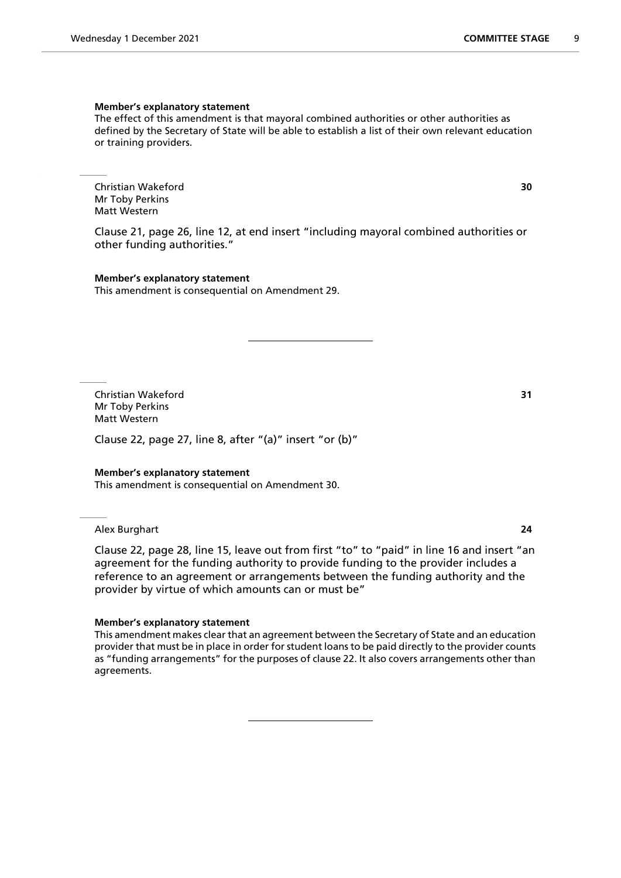**Member's explanatory statement**

The effect of this amendment is that mayoral combined authorities or other authorities as defined by the Secretary of State will be able to establish a list of their own relevant education or training providers.

---

Christian Wakeford
Mr Toby Perkins
Matt Western

**30**

Clause 21, page 26, line 12, at end insert "including mayoral combined authorities or other funding authorities."

**Member's explanatory statement**

This amendment is consequential on Amendment 29.

---

Christian Wakeford
Mr Toby Perkins
Matt Western

**31**

Clause 22, page 27, line 8, after "(a)" insert "or (b)"

**Member's explanatory statement**

This amendment is consequential on Amendment 30.

---

Alex Burghart

**24**

Clause 22, page 28, line 15, leave out from first "to" to "paid" in line 16 and insert "an agreement for the funding authority to provide funding to the provider includes a reference to an agreement or arrangements between the funding authority and the provider by virtue of which amounts can or must be"

**Member's explanatory statement**

This amendment makes clear that an agreement between the Secretary of State and an education provider that must be in place in order for student loans to be paid directly to the provider counts as "funding arrangements" for the purposes of clause 22. It also covers arrangements other than agreements.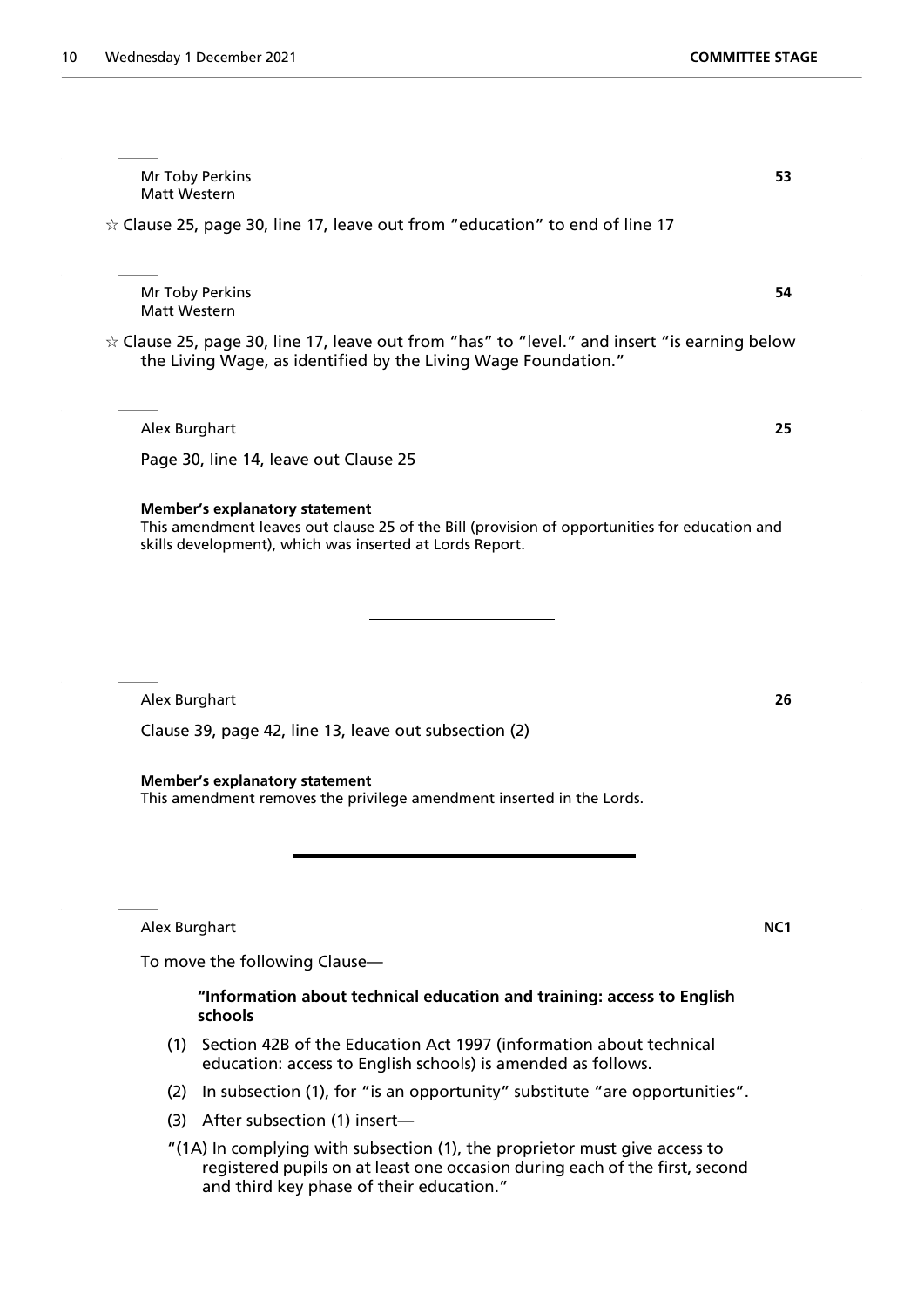Mr Toby Perkins
Matt Western

**53**

☆ Clause 25, page 30, line 17, leave out from "education" to end of line 17

Mr Toby Perkins
Matt Western

**54**

☆ Clause 25, page 30, line 17, leave out from "has" to "level." and insert "is earning below the Living Wage, as identified by the Living Wage Foundation."

Alex Burghart

**25**

Page 30, line 14, leave out Clause 25

**Member's explanatory statement**

This amendment leaves out clause 25 of the Bill (provision of opportunities for education and skills development), which was inserted at Lords Report.

---

Alex Burghart

**26**

Clause 39, page 42, line 13, leave out subsection (2)

**Member's explanatory statement**

This amendment removes the privilege amendment inserted in the Lords.

---

Alex Burghart

**NC1**

To move the following Clause—

**"Information about technical education and training: access to English schools**

(1) Section 42B of the Education Act 1997 (information about technical education: access to English schools) is amended as follows.

(2) In subsection (1), for "is an opportunity" substitute "are opportunities".

(3) After subsection (1) insert—

"(1A) In complying with subsection (1), the proprietor must give access to registered pupils on at least one occasion during each of the first, second and third key phase of their education."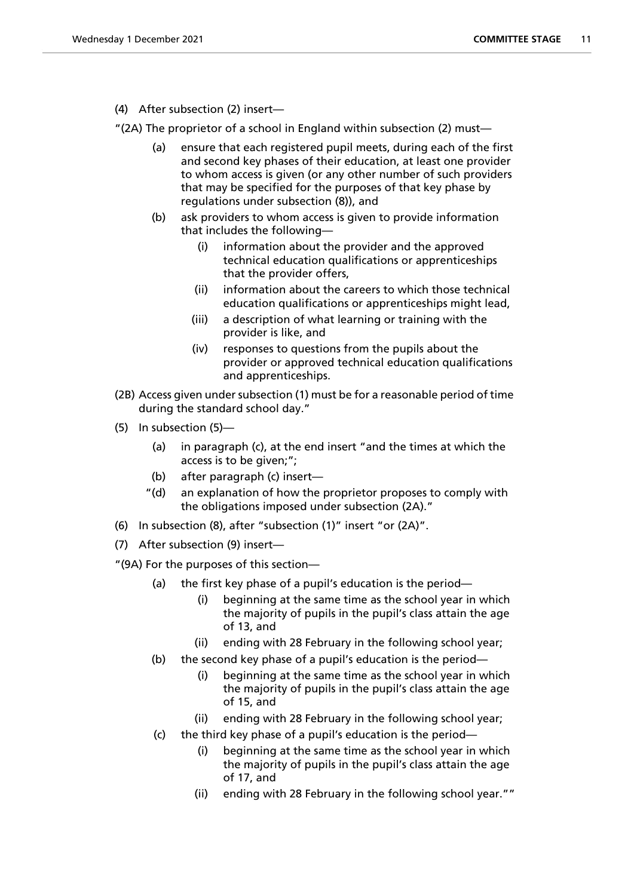(4) After subsection (2) insert—

"(2A) The proprietor of a school in England within subsection (2) must—

(a) ensure that each registered pupil meets, during each of the first and second key phases of their education, at least one provider to whom access is given (or any other number of such providers that may be specified for the purposes of that key phase by regulations under subsection (8)), and

(b) ask providers to whom access is given to provide information that includes the following—

(i) information about the provider and the approved technical education qualifications or apprenticeships that the provider offers,

(ii) information about the careers to which those technical education qualifications or apprenticeships might lead,

(iii) a description of what learning or training with the provider is like, and

(iv) responses to questions from the pupils about the provider or approved technical education qualifications and apprenticeships.

(2B) Access given under subsection (1) must be for a reasonable period of time during the standard school day."

(5) In subsection (5)—

(a) in paragraph (c), at the end insert "and the times at which the access is to be given;";

(b) after paragraph (c) insert—

"(d) an explanation of how the proprietor proposes to comply with the obligations imposed under subsection (2A)."

(6) In subsection (8), after "subsection (1)" insert "or (2A)".

(7) After subsection (9) insert—

"(9A) For the purposes of this section—

(a) the first key phase of a pupil's education is the period—

(i) beginning at the same time as the school year in which the majority of pupils in the pupil's class attain the age of 13, and

(ii) ending with 28 February in the following school year;

(b) the second key phase of a pupil's education is the period—

(i) beginning at the same time as the school year in which the majority of pupils in the pupil's class attain the age of 15, and

(ii) ending with 28 February in the following school year;

(c) the third key phase of a pupil's education is the period—

(i) beginning at the same time as the school year in which the majority of pupils in the pupil's class attain the age of 17, and

(ii) ending with 28 February in the following school year.""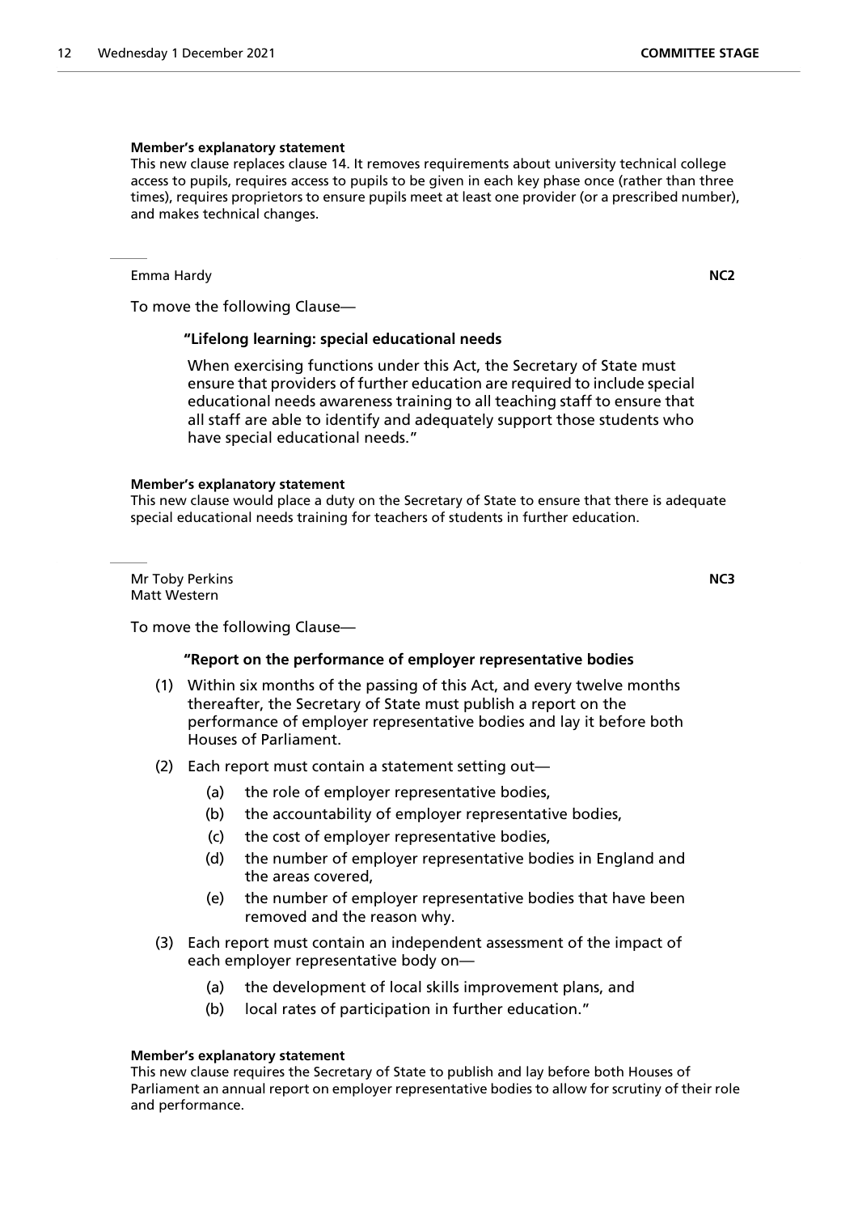**Member's explanatory statement**

This new clause replaces clause 14. It removes requirements about university technical college access to pupils, requires access to pupils to be given in each key phase once (rather than three times), requires proprietors to ensure pupils meet at least one provider (or a prescribed number), and makes technical changes.

---

Emma Hardy **NC2**

To move the following Clause—

**"Lifelong learning: special educational needs**

When exercising functions under this Act, the Secretary of State must ensure that providers of further education are required to include special educational needs awareness training to all teaching staff to ensure that all staff are able to identify and adequately support those students who have special educational needs."

**Member's explanatory statement**

This new clause would place a duty on the Secretary of State to ensure that there is adequate special educational needs training for teachers of students in further education.

---

Mr Toby Perkins **NC3**
Matt Western

To move the following Clause—

**"Report on the performance of employer representative bodies**

(1) Within six months of the passing of this Act, and every twelve months thereafter, the Secretary of State must publish a report on the performance of employer representative bodies and lay it before both Houses of Parliament.

(2) Each report must contain a statement setting out—

(a) the role of employer representative bodies,

(b) the accountability of employer representative bodies,

(c) the cost of employer representative bodies,

(d) the number of employer representative bodies in England and the areas covered,

(e) the number of employer representative bodies that have been removed and the reason why.

(3) Each report must contain an independent assessment of the impact of each employer representative body on—

(a) the development of local skills improvement plans, and

(b) local rates of participation in further education."

**Member's explanatory statement**

This new clause requires the Secretary of State to publish and lay before both Houses of Parliament an annual report on employer representative bodies to allow for scrutiny of their role and performance.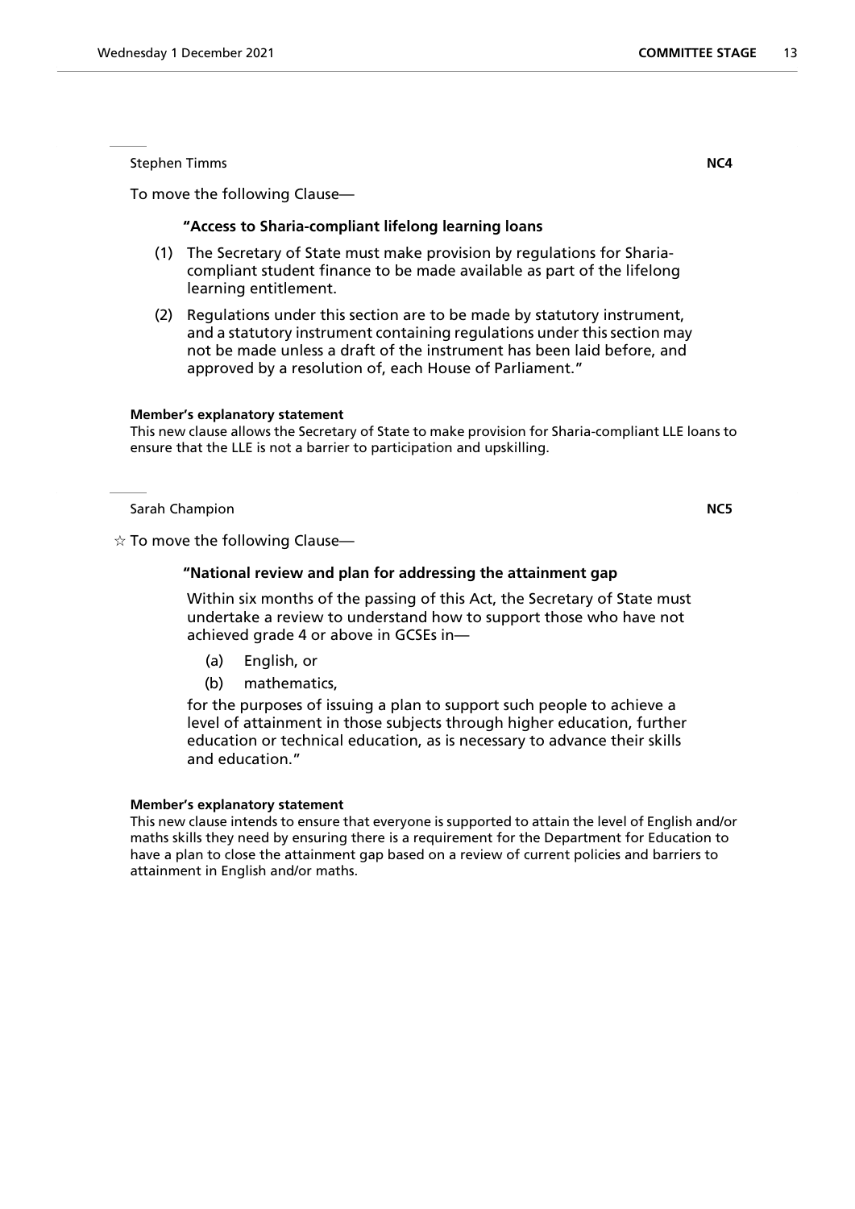Stephen Timms **NC4**

To move the following Clause—

**"Access to Sharia-compliant lifelong learning loans**

(1) The Secretary of State must make provision by regulations for Sharia-compliant student finance to be made available as part of the lifelong learning entitlement.

(2) Regulations under this section are to be made by statutory instrument, and a statutory instrument containing regulations under this section may not be made unless a draft of the instrument has been laid before, and approved by a resolution of, each House of Parliament."

**Member's explanatory statement**

This new clause allows the Secretary of State to make provision for Sharia-compliant LLE loans to ensure that the LLE is not a barrier to participation and upskilling.

---

Sarah Champion **NC5**

☆ To move the following Clause—

**"National review and plan for addressing the attainment gap**

Within six months of the passing of this Act, the Secretary of State must undertake a review to understand how to support those who have not achieved grade 4 or above in GCSEs in—

(a) English, or

(b) mathematics,

for the purposes of issuing a plan to support such people to achieve a level of attainment in those subjects through higher education, further education or technical education, as is necessary to advance their skills and education."

**Member's explanatory statement**

This new clause intends to ensure that everyone is supported to attain the level of English and/or maths skills they need by ensuring there is a requirement for the Department for Education to have a plan to close the attainment gap based on a review of current policies and barriers to attainment in English and/or maths.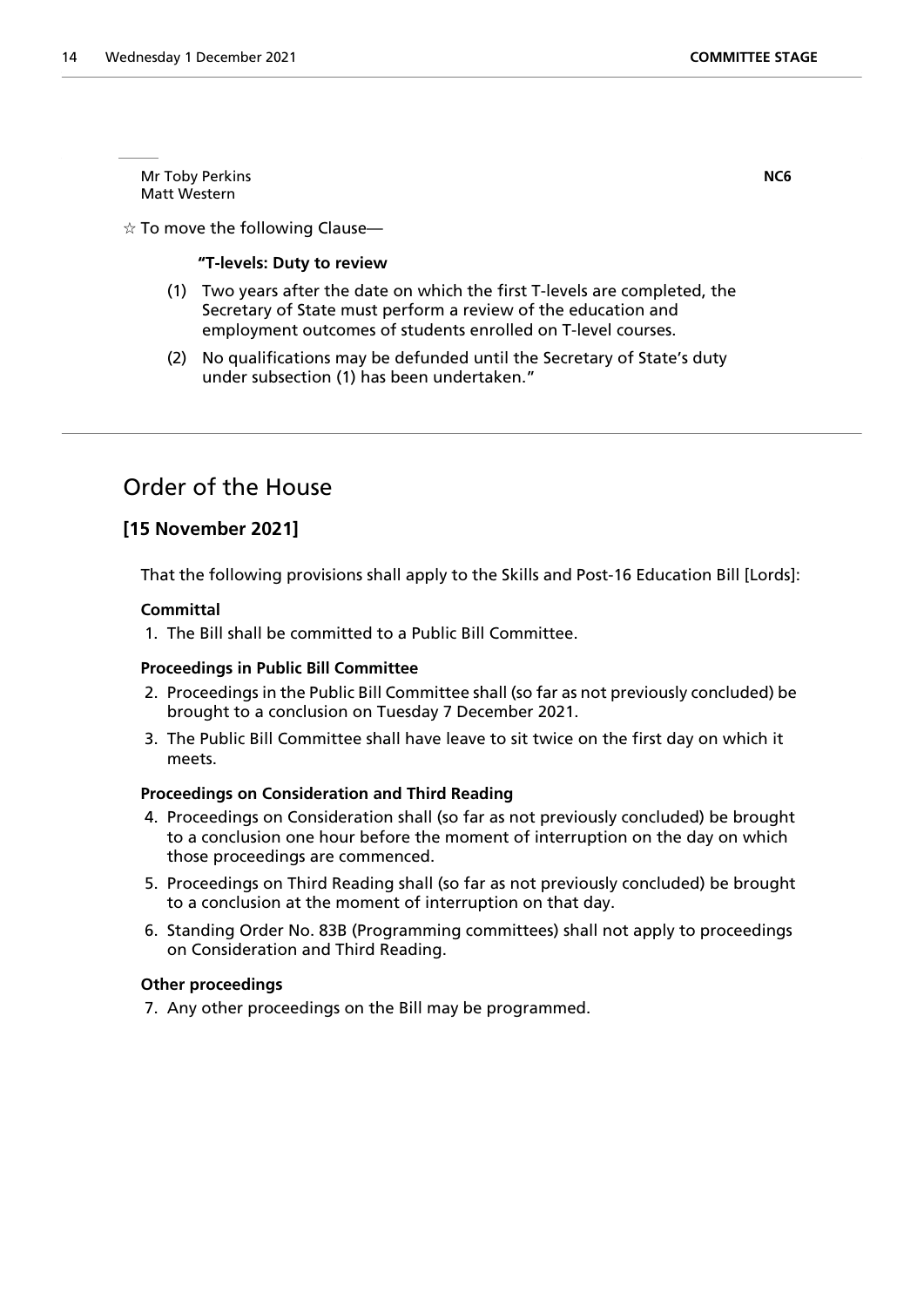Mr Toby Perkins
Matt Western

**NC6**

☆ To move the following Clause—

**"T-levels: Duty to review**

(1) Two years after the date on which the first T-levels are completed, the Secretary of State must perform a review of the education and employment outcomes of students enrolled on T-level courses.

(2) No qualifications may be defunded until the Secretary of State's duty under subsection (1) has been undertaken."

## Order of the House

### [15 November 2021]

That the following provisions shall apply to the Skills and Post-16 Education Bill [Lords]:

**Committal**

1. The Bill shall be committed to a Public Bill Committee.

**Proceedings in Public Bill Committee**

2. Proceedings in the Public Bill Committee shall (so far as not previously concluded) be brought to a conclusion on Tuesday 7 December 2021.
3. The Public Bill Committee shall have leave to sit twice on the first day on which it meets.

**Proceedings on Consideration and Third Reading**

4. Proceedings on Consideration shall (so far as not previously concluded) be brought to a conclusion one hour before the moment of interruption on the day on which those proceedings are commenced.
5. Proceedings on Third Reading shall (so far as not previously concluded) be brought to a conclusion at the moment of interruption on that day.
6. Standing Order No. 83B (Programming committees) shall not apply to proceedings on Consideration and Third Reading.

**Other proceedings**

7. Any other proceedings on the Bill may be programmed.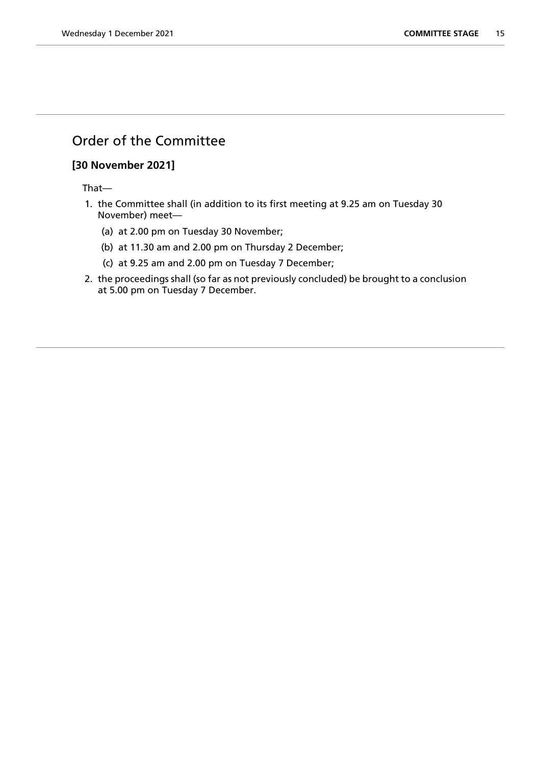## Order of the Committee

### [30 November 2021]

That—

1. the Committee shall (in addition to its first meeting at 9.25 am on Tuesday 30 November) meet—
   - (a) at 2.00 pm on Tuesday 30 November;
   - (b) at 11.30 am and 2.00 pm on Thursday 2 December;
   - (c) at 9.25 am and 2.00 pm on Tuesday 7 December;
2. the proceedings shall (so far as not previously concluded) be brought to a conclusion at 5.00 pm on Tuesday 7 December.